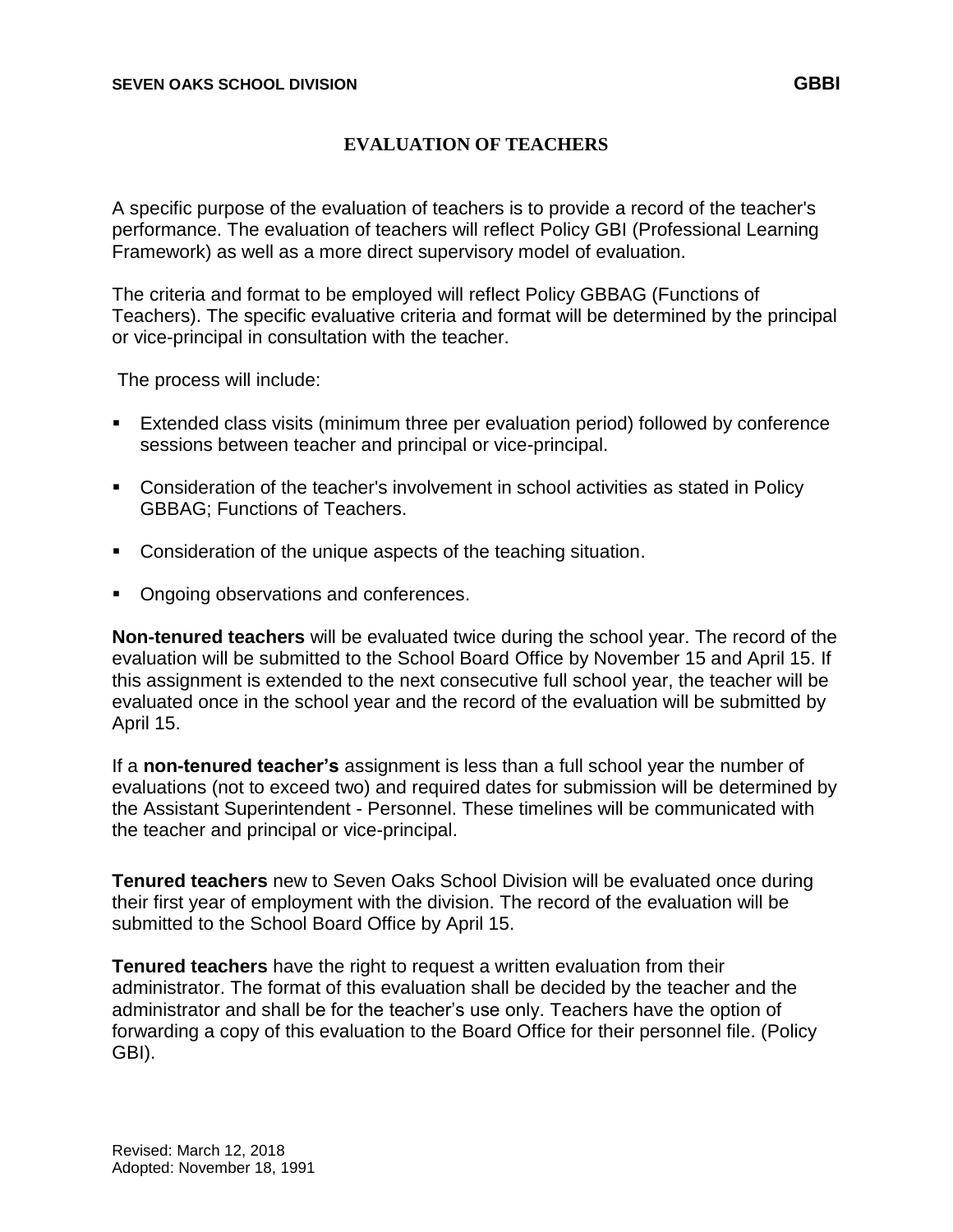# EVALUATION OF TEACHERS

A specific purpose of the evaluation of teachers is to provide a record of the teacher's performance. The evaluation of teachers will reflect Policy GBI (Professional Learning Framework) as well as a more direct supervisory model of evaluation.

The criteria and format to be employed will reflect Policy GBBAG (Functions of Teachers). The specific evaluative criteria and format will be determined by the principal or vice-principal in consultation with the teacher.

The process will include:

- Extended class visits (minimum three per evaluation period) followed by conference sessions between teacher and principal or vice-principal.
- Consideration of the teacher's involvement in school activities as stated in Policy GBBAG; Functions of Teachers.
- Consideration of the unique aspects of the teaching situation.
- Ongoing observations and conferences.

**Non-tenured teachers** will be evaluated twice during the school year. The record of the evaluation will be submitted to the School Board Office by November 15 and April 15. If this assignment is extended to the next consecutive full school year, the teacher will be evaluated once in the school year and the record of the evaluation will be submitted by April 15.

If a **non-tenured teacher's** assignment is less than a full school year the number of evaluations (not to exceed two) and required dates for submission will be determined by the Assistant Superintendent - Personnel. These timelines will be communicated with the teacher and principal or vice-principal.

**Tenured teachers** new to Seven Oaks School Division will be evaluated once during their first year of employment with the division. The record of the evaluation will be submitted to the School Board Office by April 15.

**Tenured teachers** have the right to request a written evaluation from their administrator. The format of this evaluation shall be decided by the teacher and the administrator and shall be for the teacher's use only. Teachers have the option of forwarding a copy of this evaluation to the Board Office for their personnel file. (Policy GBI).

Revised: March 12, 2018
Adopted: November 18, 1991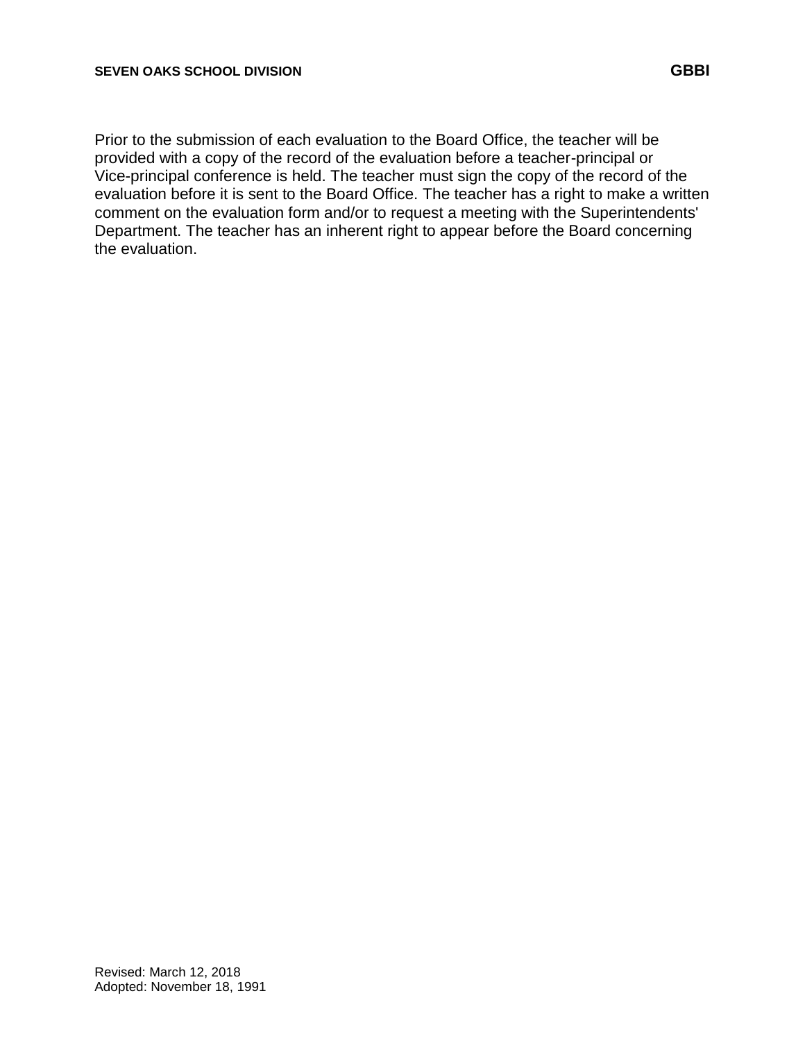Prior to the submission of each evaluation to the Board Office, the teacher will be provided with a copy of the record of the evaluation before a teacher-principal or Vice-principal conference is held. The teacher must sign the copy of the record of the evaluation before it is sent to the Board Office. The teacher has a right to make a written comment on the evaluation form and/or to request a meeting with the Superintendents' Department. The teacher has an inherent right to appear before the Board concerning the evaluation.

Revised: March 12, 2018
Adopted: November 18, 1991